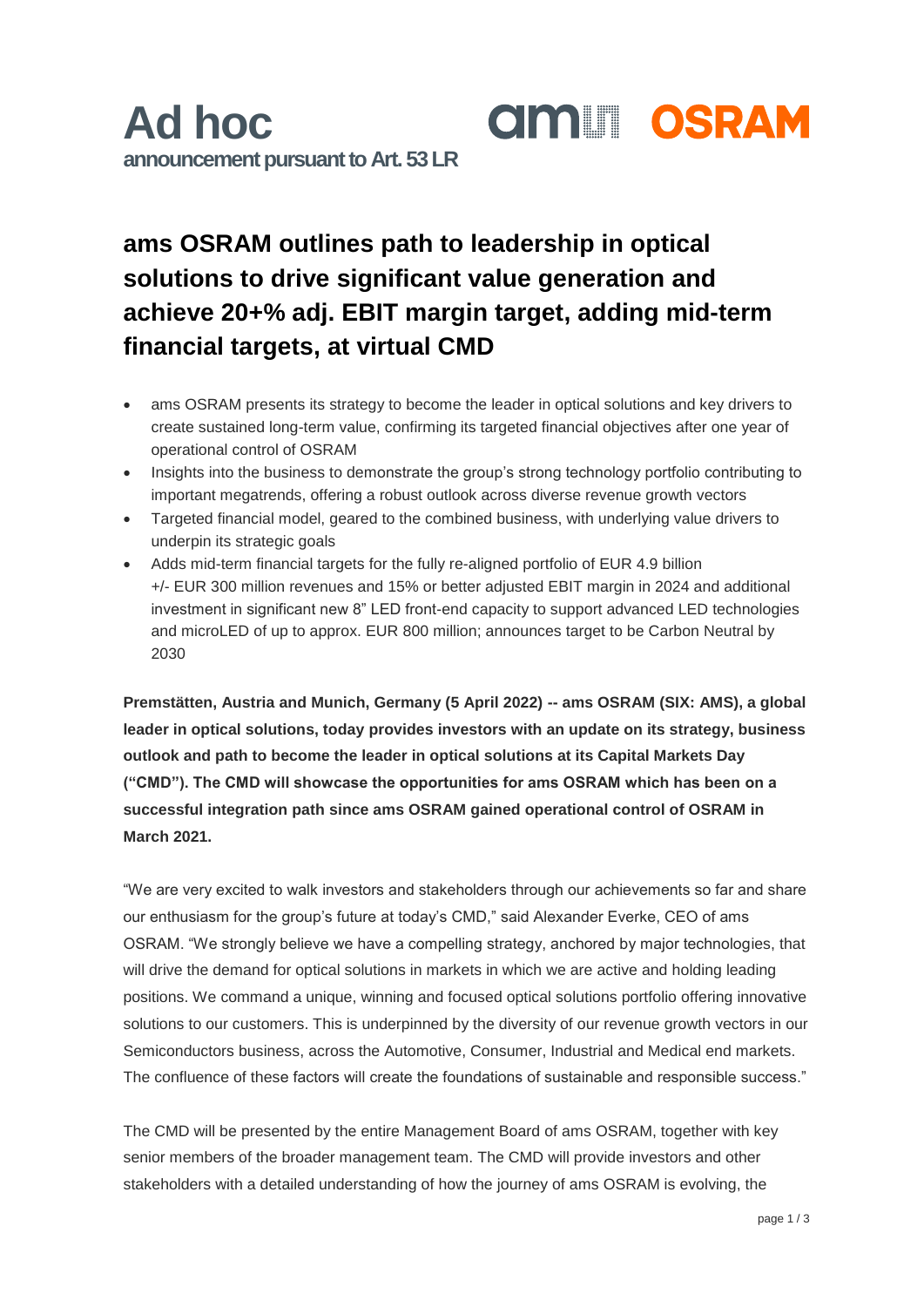# Ad hoc

**announcement pursuant to Art. 53 LR**

## ams OSRAM outlines path to leadership in optical solutions to drive significant value generation and achieve 20+% adj. EBIT margin target, adding mid-term financial targets, at virtual CMD

- ams OSRAM presents its strategy to become the leader in optical solutions and key drivers to create sustained long-term value, confirming its targeted financial objectives after one year of operational control of OSRAM
- Insights into the business to demonstrate the group's strong technology portfolio contributing to important megatrends, offering a robust outlook across diverse revenue growth vectors
- Targeted financial model, geared to the combined business, with underlying value drivers to underpin its strategic goals
- Adds mid-term financial targets for the fully re-aligned portfolio of EUR 4.9 billion +/- EUR 300 million revenues and 15% or better adjusted EBIT margin in 2024 and additional investment in significant new 8" LED front-end capacity to support advanced LED technologies and microLED of up to approx. EUR 800 million; announces target to be Carbon Neutral by 2030

**Premstätten, Austria and Munich, Germany (5 April 2022) -- ams OSRAM (SIX: AMS), a global leader in optical solutions, today provides investors with an update on its strategy, business outlook and path to become the leader in optical solutions at its Capital Markets Day ("CMD"). The CMD will showcase the opportunities for ams OSRAM which has been on a successful integration path since ams OSRAM gained operational control of OSRAM in March 2021.**

"We are very excited to walk investors and stakeholders through our achievements so far and share our enthusiasm for the group's future at today's CMD," said Alexander Everke, CEO of ams OSRAM. "We strongly believe we have a compelling strategy, anchored by major technologies, that will drive the demand for optical solutions in markets in which we are active and holding leading positions. We command a unique, winning and focused optical solutions portfolio offering innovative solutions to our customers. This is underpinned by the diversity of our revenue growth vectors in our Semiconductors business, across the Automotive, Consumer, Industrial and Medical end markets. The confluence of these factors will create the foundations of sustainable and responsible success."

The CMD will be presented by the entire Management Board of ams OSRAM, together with key senior members of the broader management team. The CMD will provide investors and other stakeholders with a detailed understanding of how the journey of ams OSRAM is evolving, the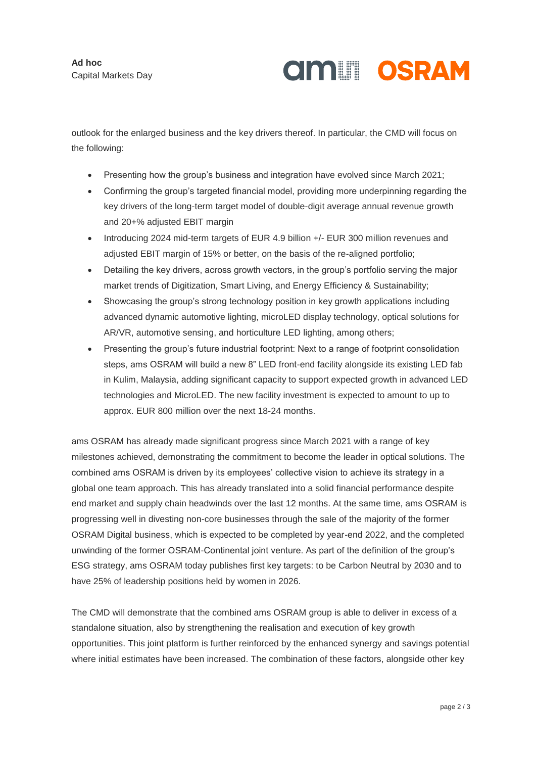outlook for the enlarged business and the key drivers thereof. In particular, the CMD will focus on the following:

- Presenting how the group's business and integration have evolved since March 2021;
- Confirming the group's targeted financial model, providing more underpinning regarding the key drivers of the long-term target model of double-digit average annual revenue growth and 20+% adjusted EBIT margin
- Introducing 2024 mid-term targets of EUR 4.9 billion +/- EUR 300 million revenues and adjusted EBIT margin of 15% or better, on the basis of the re-aligned portfolio;
- Detailing the key drivers, across growth vectors, in the group's portfolio serving the major market trends of Digitization, Smart Living, and Energy Efficiency & Sustainability;
- Showcasing the group's strong technology position in key growth applications including advanced dynamic automotive lighting, microLED display technology, optical solutions for AR/VR, automotive sensing, and horticulture LED lighting, among others;
- Presenting the group's future industrial footprint: Next to a range of footprint consolidation steps, ams OSRAM will build a new 8" LED front-end facility alongside its existing LED fab in Kulim, Malaysia, adding significant capacity to support expected growth in advanced LED technologies and MicroLED. The new facility investment is expected to amount to up to approx. EUR 800 million over the next 18-24 months.

ams OSRAM has already made significant progress since March 2021 with a range of key milestones achieved, demonstrating the commitment to become the leader in optical solutions. The combined ams OSRAM is driven by its employees' collective vision to achieve its strategy in a global one team approach. This has already translated into a solid financial performance despite end market and supply chain headwinds over the last 12 months. At the same time, ams OSRAM is progressing well in divesting non-core businesses through the sale of the majority of the former OSRAM Digital business, which is expected to be completed by year-end 2022, and the completed unwinding of the former OSRAM-Continental joint venture. As part of the definition of the group's ESG strategy, ams OSRAM today publishes first key targets: to be Carbon Neutral by 2030 and to have 25% of leadership positions held by women in 2026.

The CMD will demonstrate that the combined ams OSRAM group is able to deliver in excess of a standalone situation, also by strengthening the realisation and execution of key growth opportunities. This joint platform is further reinforced by the enhanced synergy and savings potential where initial estimates have been increased. The combination of these factors, alongside other key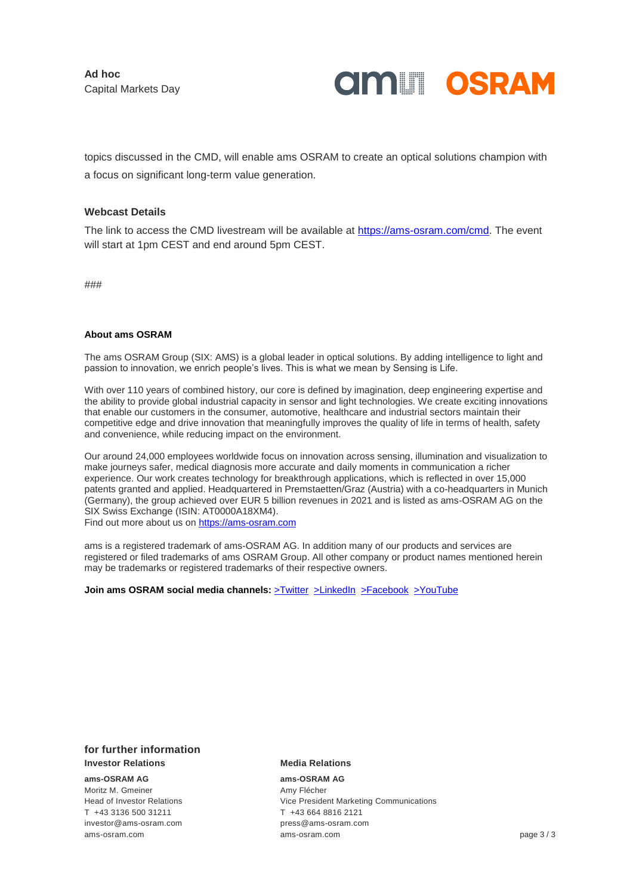topics discussed in the CMD, will enable ams OSRAM to create an optical solutions champion with a focus on significant long-term value generation.

**Webcast Details**

The link to access the CMD livestream will be available at https://ams-osram.com/cmd. The event will start at 1pm CEST and end around 5pm CEST.

###

**About ams OSRAM**

The ams OSRAM Group (SIX: AMS) is a global leader in optical solutions. By adding intelligence to light and passion to innovation, we enrich people's lives. This is what we mean by Sensing is Life.

With over 110 years of combined history, our core is defined by imagination, deep engineering expertise and the ability to provide global industrial capacity in sensor and light technologies. We create exciting innovations that enable our customers in the consumer, automotive, healthcare and industrial sectors maintain their competitive edge and drive innovation that meaningfully improves the quality of life in terms of health, safety and convenience, while reducing impact on the environment.

Our around 24,000 employees worldwide focus on innovation across sensing, illumination and visualization to make journeys safer, medical diagnosis more accurate and daily moments in communication a richer experience. Our work creates technology for breakthrough applications, which is reflected in over 15,000 patents granted and applied. Headquartered in Premstaetten/Graz (Austria) with a co-headquarters in Munich (Germany), the group achieved over EUR 5 billion revenues in 2021 and is listed as ams-OSRAM AG on the SIX Swiss Exchange (ISIN: AT0000A18XM4).
Find out more about us on https://ams-osram.com

ams is a registered trademark of ams-OSRAM AG. In addition many of our products and services are registered or filed trademarks of ams OSRAM Group. All other company or product names mentioned herein may be trademarks or registered trademarks of their respective owners.

**Join ams OSRAM social media channels:** >Twitter >LinkedIn >Facebook >YouTube

**for further information**

**Investor Relations**

**ams-OSRAM AG**
Moritz M. Gmeiner
Head of Investor Relations
T +43 3136 500 31211
investor@ams-osram.com
ams-osram.com

**Media Relations**

**ams-OSRAM AG**
Amy Flécher
Vice President Marketing Communications
T +43 664 8816 2121
press@ams-osram.com
ams-osram.com